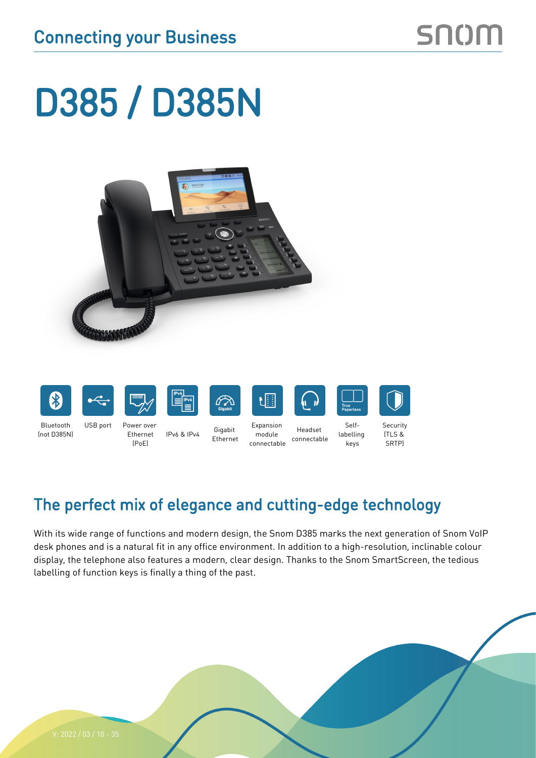## Connecting your Business

# D385 / D385N

- Bluetooth (not D385N)
- USB port
- Power over Ethernet (PoE)
- IPv6 & IPv4
- Gigabit Ethernet
- Expansion module connectable
- Headset connectable
- Self-labelling keys
- Security (TLS & SRTP)

## The perfect mix of elegance and cutting-edge technology

With its wide range of functions and modern design, the Snom D385 marks the next generation of Snom VoIP desk phones and is a natural fit in any office environment. In addition to a high-resolution, inclinable colour display, the telephone also features a modern, clear design. Thanks to the Snom SmartScreen, the tedious labelling of function keys is finally a thing of the past.

V: 2022 / 03 / 10 - 35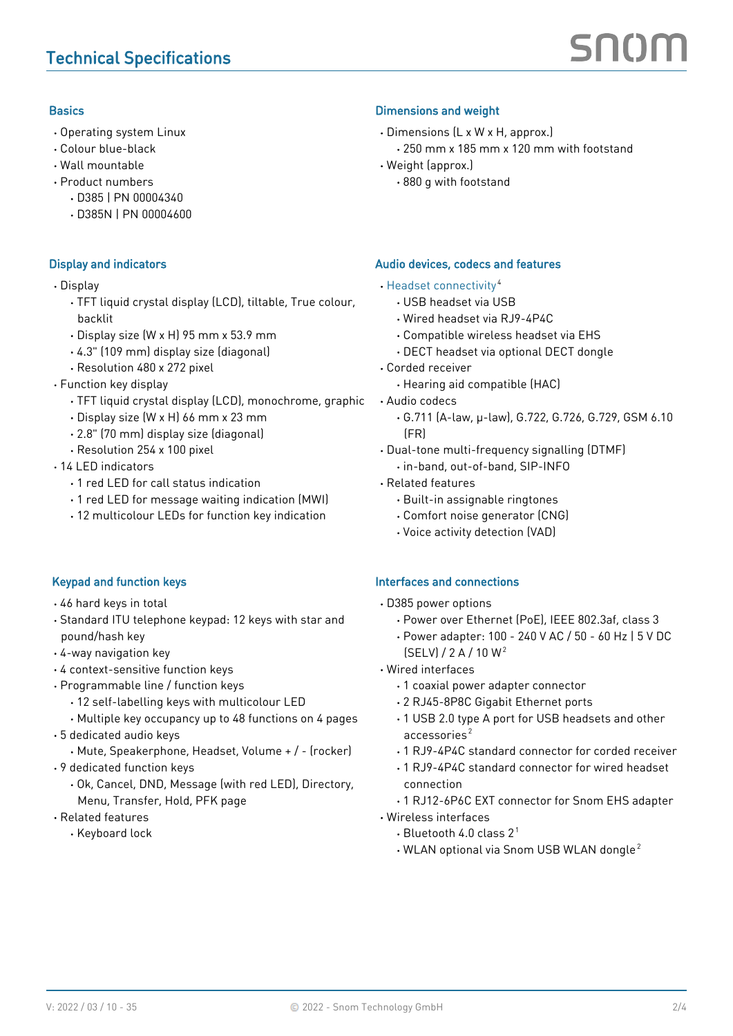# Technical Specifications

## Basics

- Operating system Linux
- Colour blue-black
- Wall mountable
- Product numbers
  - D385 | PN 00004340
  - D385N | PN 00004600

## Display and indicators

- Display
  - TFT liquid crystal display (LCD), tiltable, True colour, backlit
  - Display size (W x H) 95 mm x 53.9 mm
  - 4.3" (109 mm) display size (diagonal)
  - Resolution 480 x 272 pixel
- Function key display
  - TFT liquid crystal display (LCD), monochrome, graphic
  - Display size (W x H) 66 mm x 23 mm
  - 2.8" (70 mm) display size (diagonal)
  - Resolution 254 x 100 pixel
- 14 LED indicators
  - 1 red LED for call status indication
  - 1 red LED for message waiting indication (MWI)
  - 12 multicolour LEDs for function key indication

## Keypad and function keys

- 46 hard keys in total
- Standard ITU telephone keypad: 12 keys with star and pound/hash key
- 4-way navigation key
- 4 context-sensitive function keys
- Programmable line / function keys
  - 12 self-labelling keys with multicolour LED
  - Multiple key occupancy up to 48 functions on 4 pages
- 5 dedicated audio keys
  - Mute, Speakerphone, Headset, Volume + / - (rocker)
- 9 dedicated function keys
  - Ok, Cancel, DND, Message (with red LED), Directory, Menu, Transfer, Hold, PFK page
- Related features
  - Keyboard lock

## Dimensions and weight

- Dimensions (L x W x H, approx.)
  - 250 mm x 185 mm x 120 mm with footstand
- Weight (approx.)
  - 880 g with footstand

## Audio devices, codecs and features

- Headset connectivity[4]
  - USB headset via USB
  - Wired headset via RJ9-4P4C
  - Compatible wireless headset via EHS
  - DECT headset via optional DECT dongle
- Corded receiver
  - Hearing aid compatible (HAC)
- Audio codecs
  - G.711 (A-law, μ-law), G.722, G.726, G.729, GSM 6.10 (FR)
- Dual-tone multi-frequency signalling (DTMF)
  - in-band, out-of-band, SIP-INFO
- Related features
  - Built-in assignable ringtones
  - Comfort noise generator (CNG)
  - Voice activity detection (VAD)

## Interfaces and connections

- D385 power options
  - Power over Ethernet (PoE), IEEE 802.3af, class 3
  - Power adapter: 100 - 240 V AC / 50 - 60 Hz | 5 V DC (SELV) / 2 A / 10 W[2]
- Wired interfaces
  - 1 coaxial power adapter connector
  - 2 RJ45-8P8C Gigabit Ethernet ports
  - 1 USB 2.0 type A port for USB headsets and other accessories[2]
  - 1 RJ9-4P4C standard connector for corded receiver
  - 1 RJ9-4P4C standard connector for wired headset connection
  - 1 RJ12-6P6C EXT connector for Snom EHS adapter
- Wireless interfaces
  - Bluetooth 4.0 class 2[1]
  - WLAN optional via Snom USB WLAN dongle[2]

V: 2022 / 03 / 10 - 35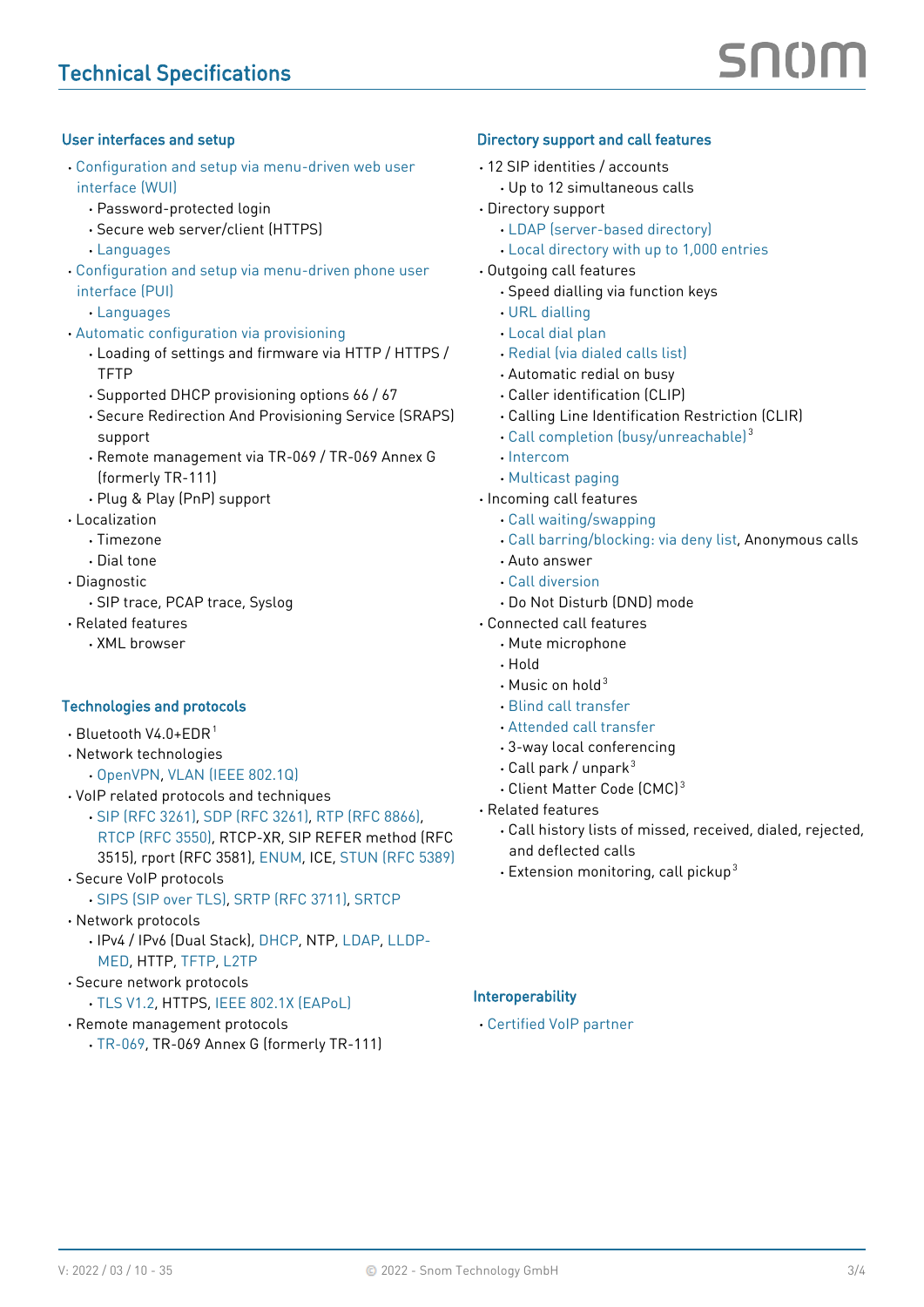## Technical Specifications

### User interfaces and setup

- Configuration and setup via menu-driven web user interface (WUI)
  - Password-protected login
  - Secure web server/client (HTTPS)
  - Languages
- Configuration and setup via menu-driven phone user interface (PUI)
  - Languages
- Automatic configuration via provisioning
  - Loading of settings and firmware via HTTP / HTTPS / TFTP
  - Supported DHCP provisioning options 66 / 67
  - Secure Redirection And Provisioning Service (SRAPS) support
  - Remote management via TR-069 / TR-069 Annex G (formerly TR-111)
  - Plug & Play (PnP) support
- Localization
  - Timezone
  - Dial tone
- Diagnostic
  - SIP trace, PCAP trace, Syslog
- Related features
  - XML browser

### Technologies and protocols

- Bluetooth V4.0+EDR[1]
- Network technologies
  - OpenVPN, VLAN (IEEE 802.1Q)
- VoIP related protocols and techniques
  - SIP (RFC 3261), SDP (RFC 3261), RTP (RFC 8866), RTCP (RFC 3550), RTCP-XR, SIP REFER method (RFC 3515), rport (RFC 3581), ENUM, ICE, STUN (RFC 5389)
- Secure VoIP protocols
  - SIPS (SIP over TLS), SRTP (RFC 3711), SRTCP
- Network protocols
  - IPv4 / IPv6 (Dual Stack), DHCP, NTP, LDAP, LLDP-MED, HTTP, TFTP, L2TP
- Secure network protocols
  - TLS V1.2, HTTPS, IEEE 802.1X (EAPoL)
- Remote management protocols
  - TR-069, TR-069 Annex G (formerly TR-111)

### Directory support and call features

- 12 SIP identities / accounts
  - Up to 12 simultaneous calls
- Directory support
  - LDAP (server-based directory)
  - Local directory with up to 1,000 entries
- Outgoing call features
  - Speed dialling via function keys
  - URL dialling
  - Local dial plan
  - Redial (via dialed calls list)
  - Automatic redial on busy
  - Caller identification (CLIP)
  - Calling Line Identification Restriction (CLIR)
  - Call completion (busy/unreachable)[3]
  - Intercom
  - Multicast paging
- Incoming call features
  - Call waiting/swapping
  - Call barring/blocking: via deny list, Anonymous calls
  - Auto answer
  - Call diversion
  - Do Not Disturb (DND) mode
- Connected call features
  - Mute microphone
  - Hold
  - Music on hold[3]
  - Blind call transfer
  - Attended call transfer
  - 3-way local conferencing
  - Call park / unpark[3]
  - Client Matter Code (CMC)[3]
- Related features
  - Call history lists of missed, received, dialed, rejected, and deflected calls
  - Extension monitoring, call pickup[3]

### Interoperability

- Certified VoIP partner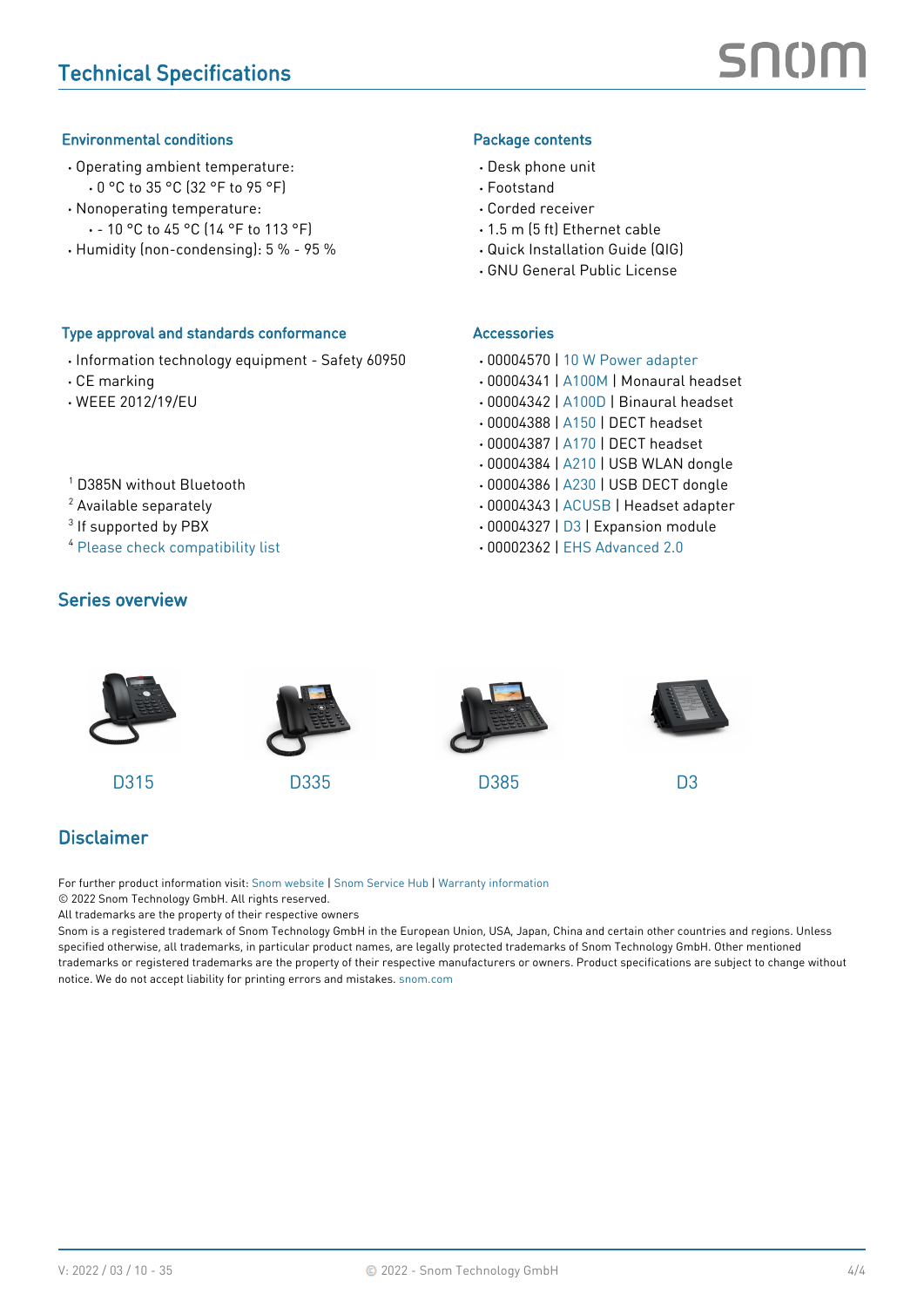# Technical Specifications

### Environmental conditions

- Operating ambient temperature:
  - 0 °C to 35 °C (32 °F to 95 °F)
- Nonoperating temperature:
  - - 10 °C to 45 °C (14 °F to 113 °F)
- Humidity (non-condensing): 5 % - 95 %

### Type approval and standards conformance

- Information technology equipment - Safety 60950
- CE marking
- WEEE 2012/19/EU

[1] D385N without Bluetooth
[2] Available separately
[3] If supported by PBX
[4] Please check compatibility list

### Package contents

- Desk phone unit
- Footstand
- Corded receiver
- 1.5 m (5 ft) Ethernet cable
- Quick Installation Guide (QIG)
- GNU General Public License

### Accessories

- 00004570 | 10 W Power adapter
- 00004341 | A100M | Monaural headset
- 00004342 | A100D | Binaural headset
- 00004388 | A150 | DECT headset
- 00004387 | A170 | DECT headset
- 00004384 | A210 | USB WLAN dongle
- 00004386 | A230 | USB DECT dongle
- 00004343 | ACUSB | Headset adapter
- 00004327 | D3 | Expansion module
- 00002362 | EHS Advanced 2.0

## Series overview

D315

D335

D385

D3

## Disclaimer

For further product information visit: Snom website | Snom Service Hub | Warranty information
© 2022 Snom Technology GmbH. All rights reserved.
All trademarks are the property of their respective owners
Snom is a registered trademark of Snom Technology GmbH in the European Union, USA, Japan, China and certain other countries and regions. Unless specified otherwise, all trademarks, in particular product names, are legally protected trademarks of Snom Technology GmbH. Other mentioned trademarks or registered trademarks are the property of their respective manufacturers or owners. Product specifications are subject to change without notice. We do not accept liability for printing errors and mistakes. snom.com

V: 2022 / 03 / 10 - 35